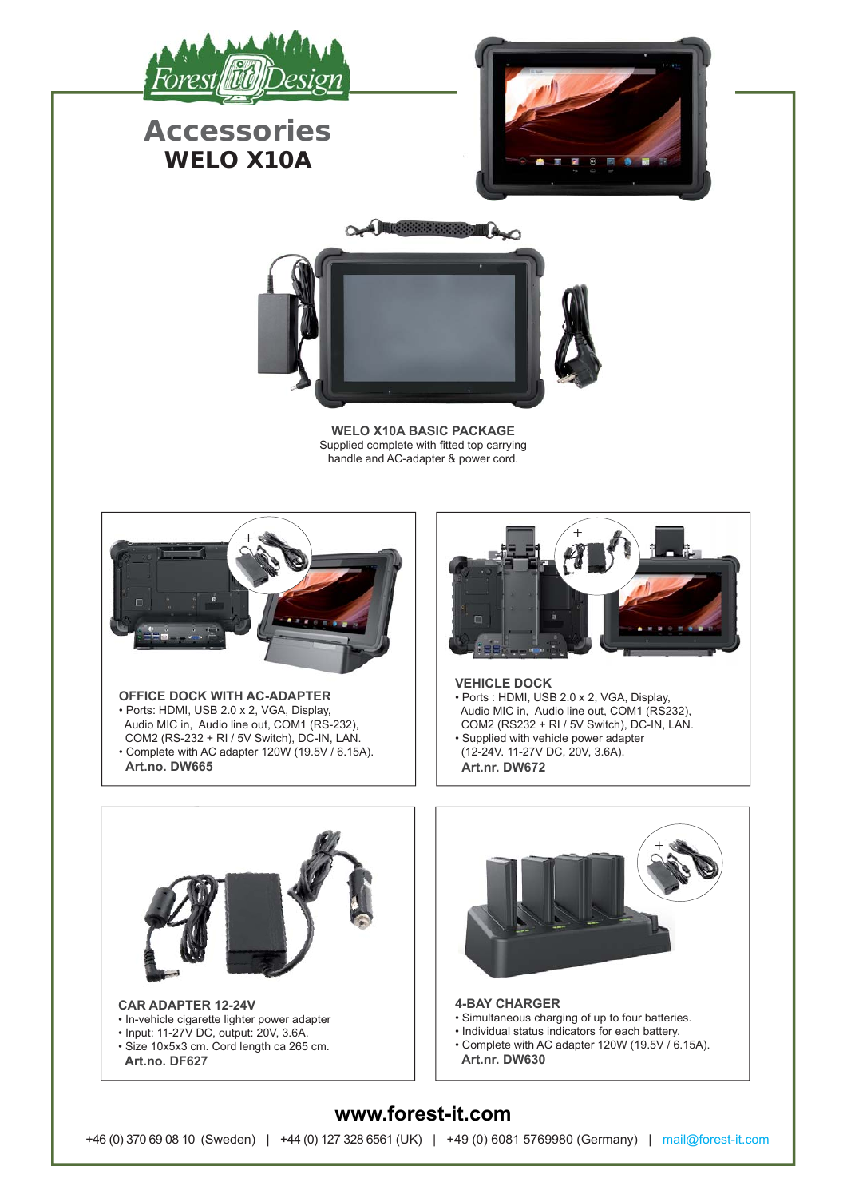# Accessories

## WELO X10A

**WELO X10A BASIC PACKAGE**

Supplied complete with fitted top carrying handle and AC-adapter & power cord.

### OFFICE DOCK WITH AC-ADAPTER

- Ports: HDMI, USB 2.0 x 2, VGA, Display, Audio MIC in, Audio line out, COM1 (RS-232), COM2 (RS-232 + RI / 5V Switch), DC-IN, LAN.
- Complete with AC adapter 120W (19.5V / 6.15A).

**Art.no. DW665**

### VEHICLE DOCK

- Ports : HDMI, USB 2.0 x 2, VGA, Display, Audio MIC in, Audio line out, COM1 (RS232), COM2 (RS232 + RI / 5V Switch), DC-IN, LAN.
- Supplied with vehicle power adapter (12-24V. 11-27V DC, 20V, 3.6A).

**Art.nr. DW672**

### CAR ADAPTER 12-24V

- In-vehicle cigarette lighter power adapter
- Input: 11-27V DC, output: 20V, 3.6A.
- Size 10x5x3 cm. Cord length ca 265 cm.

**Art.no. DF627**

### 4-BAY CHARGER

- Simultaneous charging of up to four batteries.
- Individual status indicators for each battery.
- Complete with AC adapter 120W (19.5V / 6.15A).

**Art.nr. DW630**

**www.forest-it.com**

+46 (0) 370 69 08 10 (Sweden) | +44 (0) 127 328 6561 (UK) | +49 (0) 6081 5769980 (Germany) | mail@forest-it.com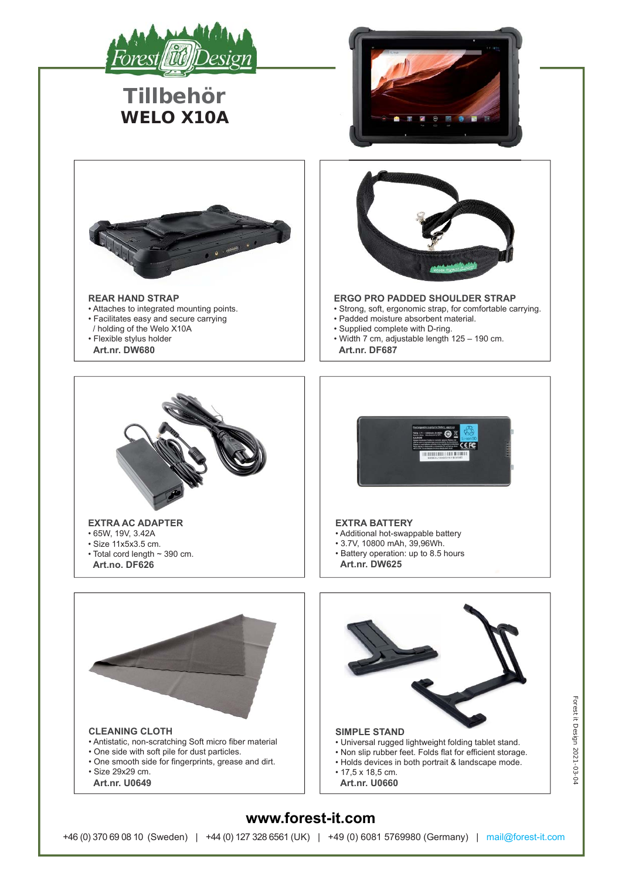# Tillbehör
## WELO X10A

### REAR HAND STRAP
- Attaches to integrated mounting points.
- Facilitates easy and secure carrying / holding of the Welo X10A
- Flexible stylus holder

**Art.nr. DW680**

### ERGO PRO PADDED SHOULDER STRAP
- Strong, soft, ergonomic strap, for comfortable carrying.
- Padded moisture absorbent material.
- Supplied complete with D-ring.
- Width 7 cm, adjustable length 125 – 190 cm.

**Art.nr. DF687**

### EXTRA AC ADAPTER
- 65W, 19V, 3.42A
- Size 11x5x3.5 cm.
- Total cord length ~ 390 cm.

**Art.no. DF626**

### EXTRA BATTERY
- Additional hot-swappable battery
- 3.7V, 10800 mAh, 39,96Wh.
- Battery operation: up to 8.5 hours

**Art.nr. DW625**

### CLEANING CLOTH
- Antistatic, non-scratching Soft micro fiber material
- One side with soft pile for dust particles.
- One smooth side for fingerprints, grease and dirt.
- Size 29x29 cm.

**Art.nr. U0649**

### SIMPLE STAND
- Universal rugged lightweight folding tablet stand.
- Non slip rubber feet. Folds flat for efficient storage.
- Holds devices in both portrait & landscape mode.
- 17,5 x 18,5 cm.

**Art.nr. U0660**

Forest it Design 2021-03-04

**www.forest-it.com**

+46 (0) 370 69 08 10 (Sweden) | +44 (0) 127 328 6561 (UK) | +49 (0) 6081 5769980 (Germany) | mail@forest-it.com